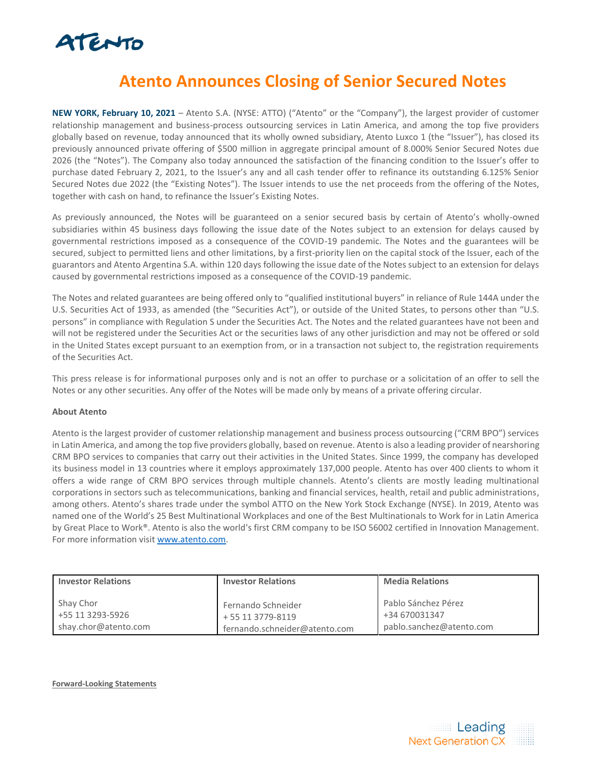# Atento Announces Closing of Senior Secured Notes

**NEW YORK, February 10, 2021** – Atento S.A. (NYSE: ATTO) ("Atento" or the "Company"), the largest provider of customer relationship management and business-process outsourcing services in Latin America, and among the top five providers globally based on revenue, today announced that its wholly owned subsidiary, Atento Luxco 1 (the "Issuer"), has closed its previously announced private offering of $500 million in aggregate principal amount of 8.000% Senior Secured Notes due 2026 (the "Notes"). The Company also today announced the satisfaction of the financing condition to the Issuer's offer to purchase dated February 2, 2021, to the Issuer's any and all cash tender offer to refinance its outstanding 6.125% Senior Secured Notes due 2022 (the "Existing Notes"). The Issuer intends to use the net proceeds from the offering of the Notes, together with cash on hand, to refinance the Issuer's Existing Notes.

As previously announced, the Notes will be guaranteed on a senior secured basis by certain of Atento's wholly-owned subsidiaries within 45 business days following the issue date of the Notes subject to an extension for delays caused by governmental restrictions imposed as a consequence of the COVID-19 pandemic. The Notes and the guarantees will be secured, subject to permitted liens and other limitations, by a first-priority lien on the capital stock of the Issuer, each of the guarantors and Atento Argentina S.A. within 120 days following the issue date of the Notes subject to an extension for delays caused by governmental restrictions imposed as a consequence of the COVID-19 pandemic.

The Notes and related guarantees are being offered only to "qualified institutional buyers" in reliance of Rule 144A under the U.S. Securities Act of 1933, as amended (the "Securities Act"), or outside of the United States, to persons other than "U.S. persons" in compliance with Regulation S under the Securities Act. The Notes and the related guarantees have not been and will not be registered under the Securities Act or the securities laws of any other jurisdiction and may not be offered or sold in the United States except pursuant to an exemption from, or in a transaction not subject to, the registration requirements of the Securities Act.

This press release is for informational purposes only and is not an offer to purchase or a solicitation of an offer to sell the Notes or any other securities. Any offer of the Notes will be made only by means of a private offering circular.

**About Atento**

Atento is the largest provider of customer relationship management and business process outsourcing ("CRM BPO") services in Latin America, and among the top five providers globally, based on revenue. Atento is also a leading provider of nearshoring CRM BPO services to companies that carry out their activities in the United States. Since 1999, the company has developed its business model in 13 countries where it employs approximately 137,000 people. Atento has over 400 clients to whom it offers a wide range of CRM BPO services through multiple channels. Atento's clients are mostly leading multinational corporations in sectors such as telecommunications, banking and financial services, health, retail and public administrations, among others. Atento's shares trade under the symbol ATTO on the New York Stock Exchange (NYSE). In 2019, Atento was named one of the World's 25 Best Multinational Workplaces and one of the Best Multinationals to Work for in Latin America by Great Place to Work®. Atento is also the world's first CRM company to be ISO 56002 certified in Innovation Management. For more information visit www.atento.com.

| Investor Relations | Investor Relations | Media Relations |
|---|---|---|
| Shay Chor<br>+55 11 3293-5926<br>shay.chor@atento.com | Fernando Schneider<br>+ 55 11 3779-8119<br>fernando.schneider@atento.com | Pablo Sánchez Pérez<br>+34 670031347<br>pablo.sanchez@atento.com |

**Forward-Looking Statements**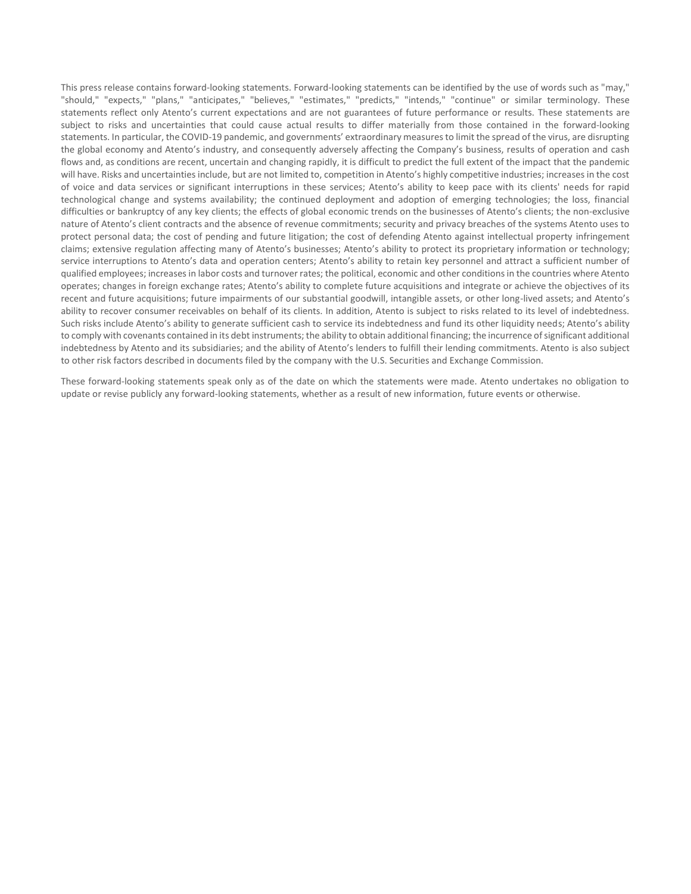This press release contains forward-looking statements. Forward-looking statements can be identified by the use of words such as "may," "should," "expects," "plans," "anticipates," "believes," "estimates," "predicts," "intends," "continue" or similar terminology. These statements reflect only Atento's current expectations and are not guarantees of future performance or results. These statements are subject to risks and uncertainties that could cause actual results to differ materially from those contained in the forward-looking statements. In particular, the COVID-19 pandemic, and governments' extraordinary measures to limit the spread of the virus, are disrupting the global economy and Atento's industry, and consequently adversely affecting the Company's business, results of operation and cash flows and, as conditions are recent, uncertain and changing rapidly, it is difficult to predict the full extent of the impact that the pandemic will have. Risks and uncertainties include, but are not limited to, competition in Atento's highly competitive industries; increases in the cost of voice and data services or significant interruptions in these services; Atento's ability to keep pace with its clients' needs for rapid technological change and systems availability; the continued deployment and adoption of emerging technologies; the loss, financial difficulties or bankruptcy of any key clients; the effects of global economic trends on the businesses of Atento's clients; the non-exclusive nature of Atento's client contracts and the absence of revenue commitments; security and privacy breaches of the systems Atento uses to protect personal data; the cost of pending and future litigation; the cost of defending Atento against intellectual property infringement claims; extensive regulation affecting many of Atento's businesses; Atento's ability to protect its proprietary information or technology; service interruptions to Atento's data and operation centers; Atento's ability to retain key personnel and attract a sufficient number of qualified employees; increases in labor costs and turnover rates; the political, economic and other conditions in the countries where Atento operates; changes in foreign exchange rates; Atento's ability to complete future acquisitions and integrate or achieve the objectives of its recent and future acquisitions; future impairments of our substantial goodwill, intangible assets, or other long-lived assets; and Atento's ability to recover consumer receivables on behalf of its clients. In addition, Atento is subject to risks related to its level of indebtedness. Such risks include Atento's ability to generate sufficient cash to service its indebtedness and fund its other liquidity needs; Atento's ability to comply with covenants contained in its debt instruments; the ability to obtain additional financing; the incurrence of significant additional indebtedness by Atento and its subsidiaries; and the ability of Atento's lenders to fulfill their lending commitments. Atento is also subject to other risk factors described in documents filed by the company with the U.S. Securities and Exchange Commission.

These forward-looking statements speak only as of the date on which the statements were made. Atento undertakes no obligation to update or revise publicly any forward-looking statements, whether as a result of new information, future events or otherwise.